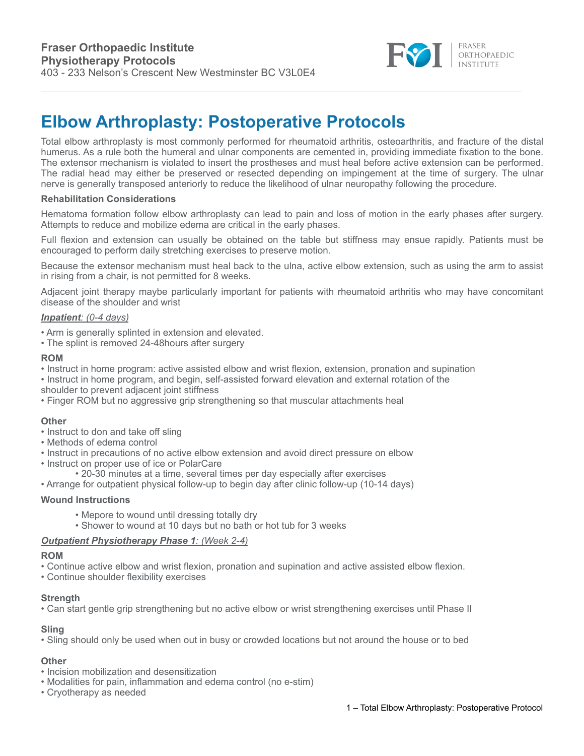**Fraser Orthopaedic Institute**
**Physiotherapy Protocols**
403 - 233 Nelson's Crescent New Westminster BC V3L0E4

# Elbow Arthroplasty: Postoperative Protocols

Total elbow arthroplasty is most commonly performed for rheumatoid arthritis, osteoarthritis, and fracture of the distal humerus. As a rule both the humeral and ulnar components are cemented in, providing immediate fixation to the bone. The extensor mechanism is violated to insert the prostheses and must heal before active extension can be performed. The radial head may either be preserved or resected depending on impingement at the time of surgery. The ulnar nerve is generally transposed anteriorly to reduce the likelihood of ulnar neuropathy following the procedure.

**Rehabilitation Considerations**

Hematoma formation follow elbow arthroplasty can lead to pain and loss of motion in the early phases after surgery. Attempts to reduce and mobilize edema are critical in the early phases.

Full flexion and extension can usually be obtained on the table but stiffness may ensue rapidly. Patients must be encouraged to perform daily stretching exercises to preserve motion.

Because the extensor mechanism must heal back to the ulna, active elbow extension, such as using the arm to assist in rising from a chair, is not permitted for 8 weeks.

Adjacent joint therapy maybe particularly important for patients with rheumatoid arthritis who may have concomitant disease of the shoulder and wrist

***Inpatient**: (0-4 days)*

- Arm is generally splinted in extension and elevated.
- The splint is removed 24-48hours after surgery

**ROM**

- Instruct in home program: active assisted elbow and wrist flexion, extension, pronation and supination
- Instruct in home program, and begin, self-assisted forward elevation and external rotation of the shoulder to prevent adjacent joint stiffness
- Finger ROM but no aggressive grip strengthening so that muscular attachments heal

**Other**

- Instruct to don and take off sling
- Methods of edema control
- Instruct in precautions of no active elbow extension and avoid direct pressure on elbow
- Instruct on proper use of ice or PolarCare
    - 20-30 minutes at a time, several times per day especially after exercises
- Arrange for outpatient physical follow-up to begin day after clinic follow-up (10-14 days)

**Wound Instructions**

- Mepore to wound until dressing totally dry
- Shower to wound at 10 days but no bath or hot tub for 3 weeks

***Outpatient Physiotherapy Phase 1**: (Week 2-4)*

**ROM**

- Continue active elbow and wrist flexion, pronation and supination and active assisted elbow flexion.
- Continue shoulder flexibility exercises

**Strength**

- Can start gentle grip strengthening but no active elbow or wrist strengthening exercises until Phase II

**Sling**

- Sling should only be used when out in busy or crowded locations but not around the house or to bed

**Other**

- Incision mobilization and desensitization
- Modalities for pain, inflammation and edema control (no e-stim)
- Cryotherapy as needed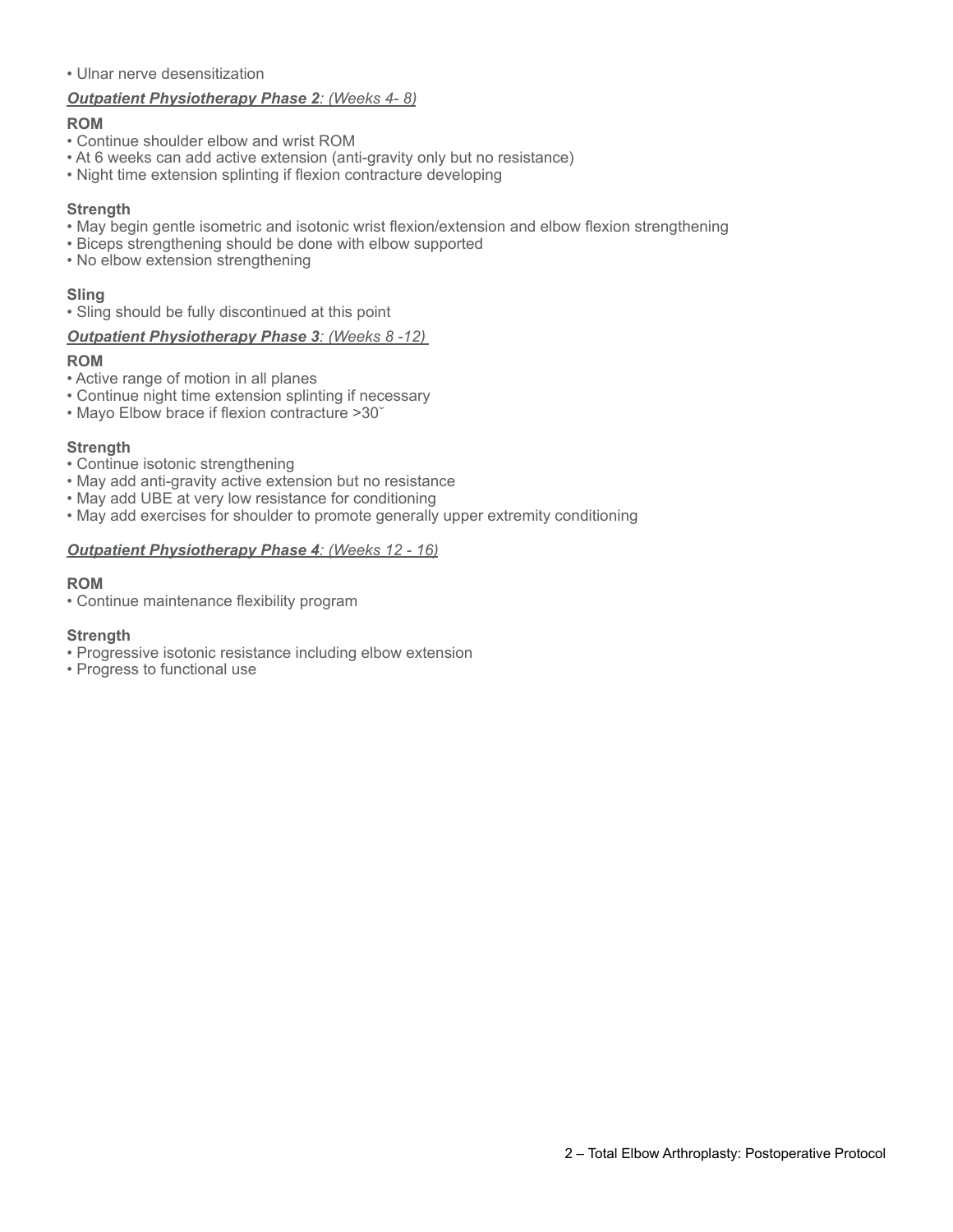- Ulnar nerve desensitization

***Outpatient Physiotherapy Phase 2****: (Weeks 4- 8)*

**ROM**
- Continue shoulder elbow and wrist ROM
- At 6 weeks can add active extension (anti-gravity only but no resistance)
- Night time extension splinting if flexion contracture developing

**Strength**
- May begin gentle isometric and isotonic wrist flexion/extension and elbow flexion strengthening
- Biceps strengthening should be done with elbow supported
- No elbow extension strengthening

**Sling**
- Sling should be fully discontinued at this point

***Outpatient Physiotherapy Phase 3****: (Weeks 8 -12)*

**ROM**
- Active range of motion in all planes
- Continue night time extension splinting if necessary
- Mayo Elbow brace if flexion contracture >30˘

**Strength**
- Continue isotonic strengthening
- May add anti-gravity active extension but no resistance
- May add UBE at very low resistance for conditioning
- May add exercises for shoulder to promote generally upper extremity conditioning

***Outpatient Physiotherapy Phase 4****: (Weeks 12 - 16)*

**ROM**
- Continue maintenance flexibility program

**Strength**
- Progressive isotonic resistance including elbow extension
- Progress to functional use